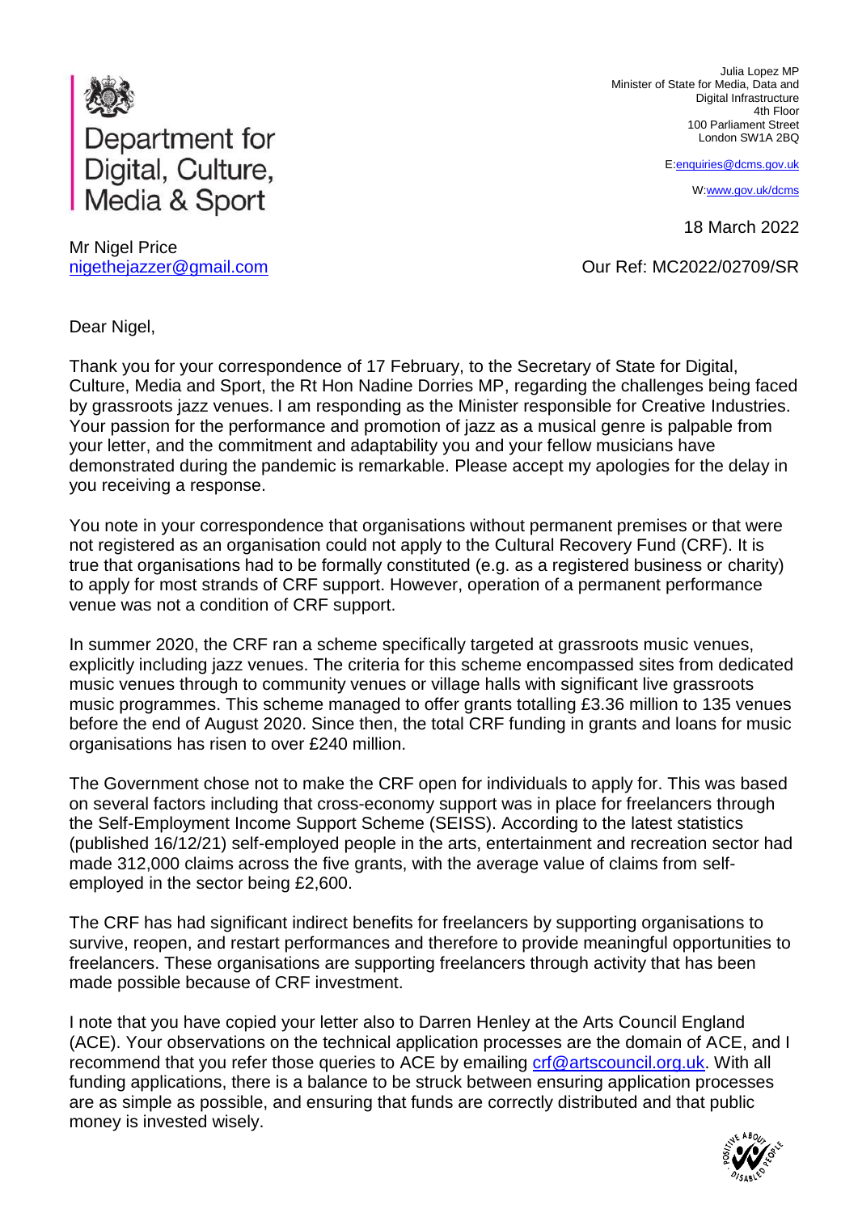Department for Digital, Culture, Media & Sport

Julia Lopez MP
Minister of State for Media, Data and Digital Infrastructure
4th Floor
100 Parliament Street
London SW1A 2BQ

E:enquiries@dcms.gov.uk

W:www.gov.uk/dcms

18 March 2022

Mr Nigel Price
nigethejazzer@gmail.com

Our Ref: MC2022/02709/SR

Dear Nigel,

Thank you for your correspondence of 17 February, to the Secretary of State for Digital, Culture, Media and Sport, the Rt Hon Nadine Dorries MP, regarding the challenges being faced by grassroots jazz venues. I am responding as the Minister responsible for Creative Industries. Your passion for the performance and promotion of jazz as a musical genre is palpable from your letter, and the commitment and adaptability you and your fellow musicians have demonstrated during the pandemic is remarkable. Please accept my apologies for the delay in you receiving a response.

You note in your correspondence that organisations without permanent premises or that were not registered as an organisation could not apply to the Cultural Recovery Fund (CRF). It is true that organisations had to be formally constituted (e.g. as a registered business or charity) to apply for most strands of CRF support. However, operation of a permanent performance venue was not a condition of CRF support.

In summer 2020, the CRF ran a scheme specifically targeted at grassroots music venues, explicitly including jazz venues. The criteria for this scheme encompassed sites from dedicated music venues through to community venues or village halls with significant live grassroots music programmes. This scheme managed to offer grants totalling £3.36 million to 135 venues before the end of August 2020. Since then, the total CRF funding in grants and loans for music organisations has risen to over £240 million.

The Government chose not to make the CRF open for individuals to apply for. This was based on several factors including that cross-economy support was in place for freelancers through the Self-Employment Income Support Scheme (SEISS). According to the latest statistics (published 16/12/21) self-employed people in the arts, entertainment and recreation sector had made 312,000 claims across the five grants, with the average value of claims from self-employed in the sector being £2,600.

The CRF has had significant indirect benefits for freelancers by supporting organisations to survive, reopen, and restart performances and therefore to provide meaningful opportunities to freelancers. These organisations are supporting freelancers through activity that has been made possible because of CRF investment.

I note that you have copied your letter also to Darren Henley at the Arts Council England (ACE). Your observations on the technical application processes are the domain of ACE, and I recommend that you refer those queries to ACE by emailing crf@artscouncil.org.uk. With all funding applications, there is a balance to be struck between ensuring application processes are as simple as possible, and ensuring that funds are correctly distributed and that public money is invested wisely.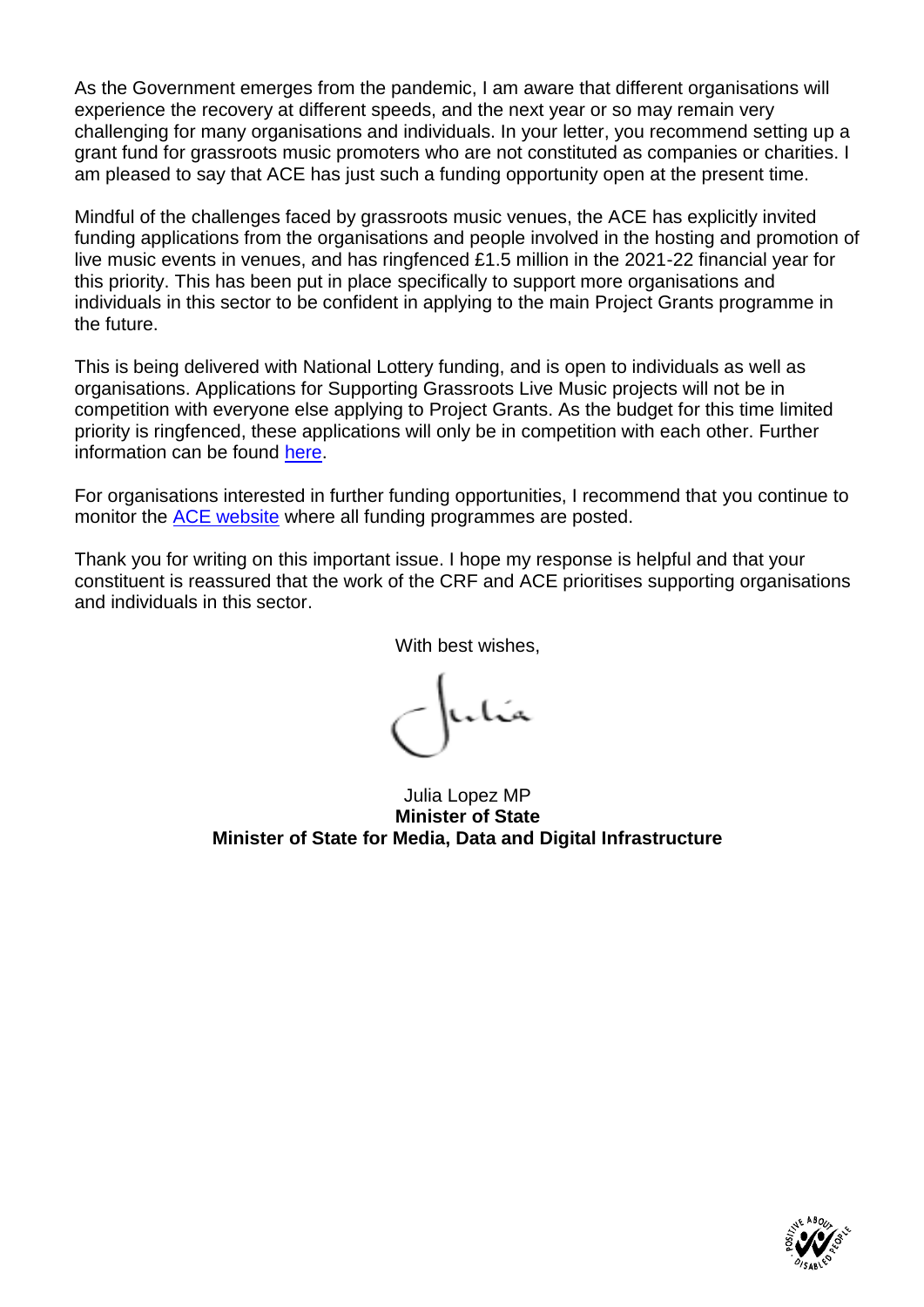As the Government emerges from the pandemic, I am aware that different organisations will experience the recovery at different speeds, and the next year or so may remain very challenging for many organisations and individuals. In your letter, you recommend setting up a grant fund for grassroots music promoters who are not constituted as companies or charities. I am pleased to say that ACE has just such a funding opportunity open at the present time.

Mindful of the challenges faced by grassroots music venues, the ACE has explicitly invited funding applications from the organisations and people involved in the hosting and promotion of live music events in venues, and has ringfenced £1.5 million in the 2021-22 financial year for this priority. This has been put in place specifically to support more organisations and individuals in this sector to be confident in applying to the main Project Grants programme in the future.

This is being delivered with National Lottery funding, and is open to individuals as well as organisations. Applications for Supporting Grassroots Live Music projects will not be in competition with everyone else applying to Project Grants. As the budget for this time limited priority is ringfenced, these applications will only be in competition with each other. Further information can be found here.

For organisations interested in further funding opportunities, I recommend that you continue to monitor the ACE website where all funding programmes are posted.

Thank you for writing on this important issue. I hope my response is helpful and that your constituent is reassured that the work of the CRF and ACE prioritises supporting organisations and individuals in this sector.

With best wishes,

Julia

Julia Lopez MP
**Minister of State**
**Minister of State for Media, Data and Digital Infrastructure**